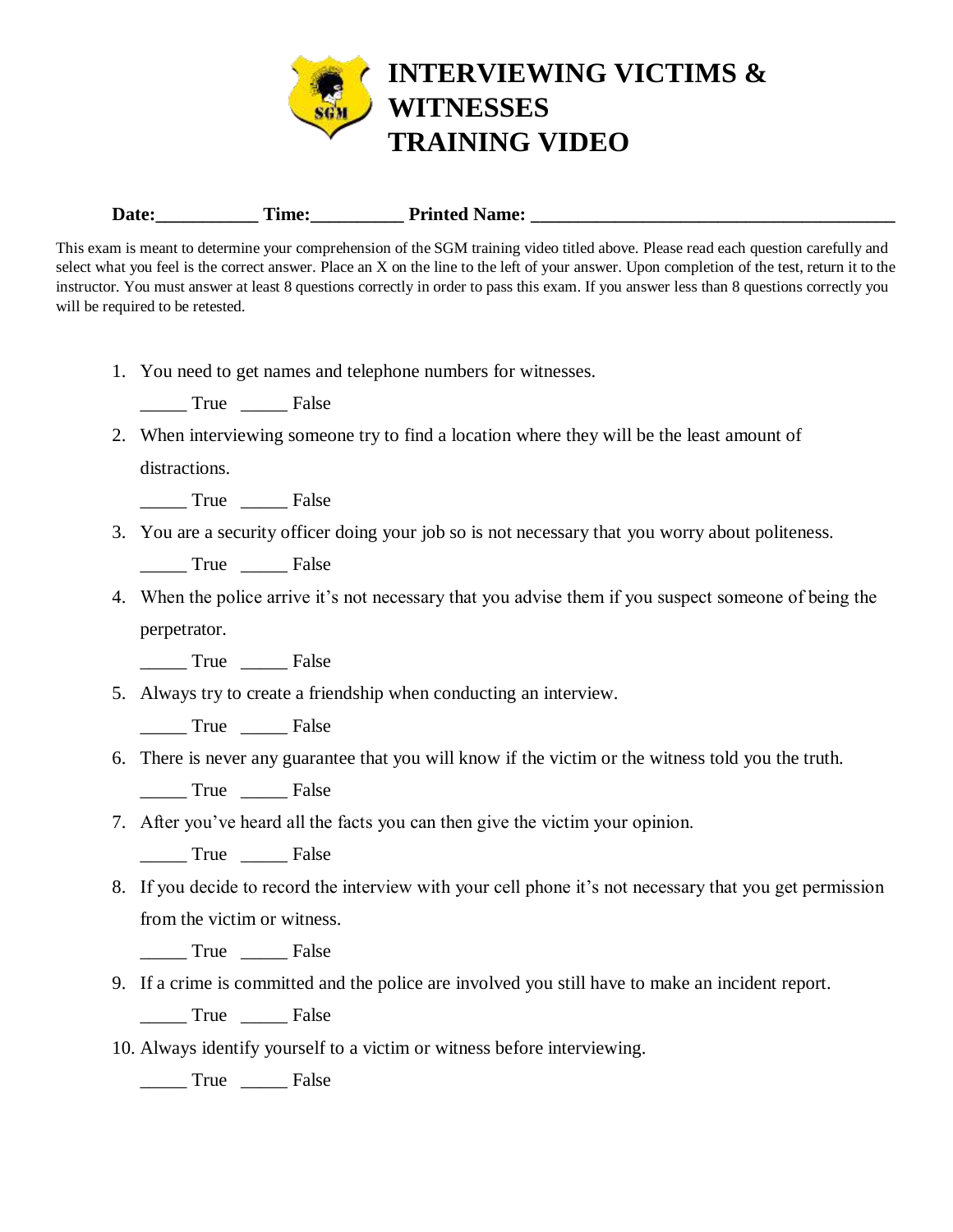# INTERVIEWING VICTIMS & WITNESSES TRAINING VIDEO

**Date:___________ Time:__________ Printed Name: ________________________________________**

This exam is meant to determine your comprehension of the SGM training video titled above. Please read each question carefully and select what you feel is the correct answer. Place an X on the line to the left of your answer. Upon completion of the test, return it to the instructor. You must answer at least 8 questions correctly in order to pass this exam. If you answer less than 8 questions correctly you will be required to be retested.

1. You need to get names and telephone numbers for witnesses.

   _____ True _____ False

2. When interviewing someone try to find a location where they will be the least amount of distractions.

   _____ True _____ False

3. You are a security officer doing your job so is not necessary that you worry about politeness.

   _____ True _____ False

4. When the police arrive it's not necessary that you advise them if you suspect someone of being the perpetrator.

   _____ True _____ False

5. Always try to create a friendship when conducting an interview.

   _____ True _____ False

6. There is never any guarantee that you will know if the victim or the witness told you the truth.

   _____ True _____ False

7. After you've heard all the facts you can then give the victim your opinion.

   _____ True _____ False

8. If you decide to record the interview with your cell phone it's not necessary that you get permission from the victim or witness.

   _____ True _____ False

9. If a crime is committed and the police are involved you still have to make an incident report.

   _____ True _____ False

10. Always identify yourself to a victim or witness before interviewing.

    _____ True _____ False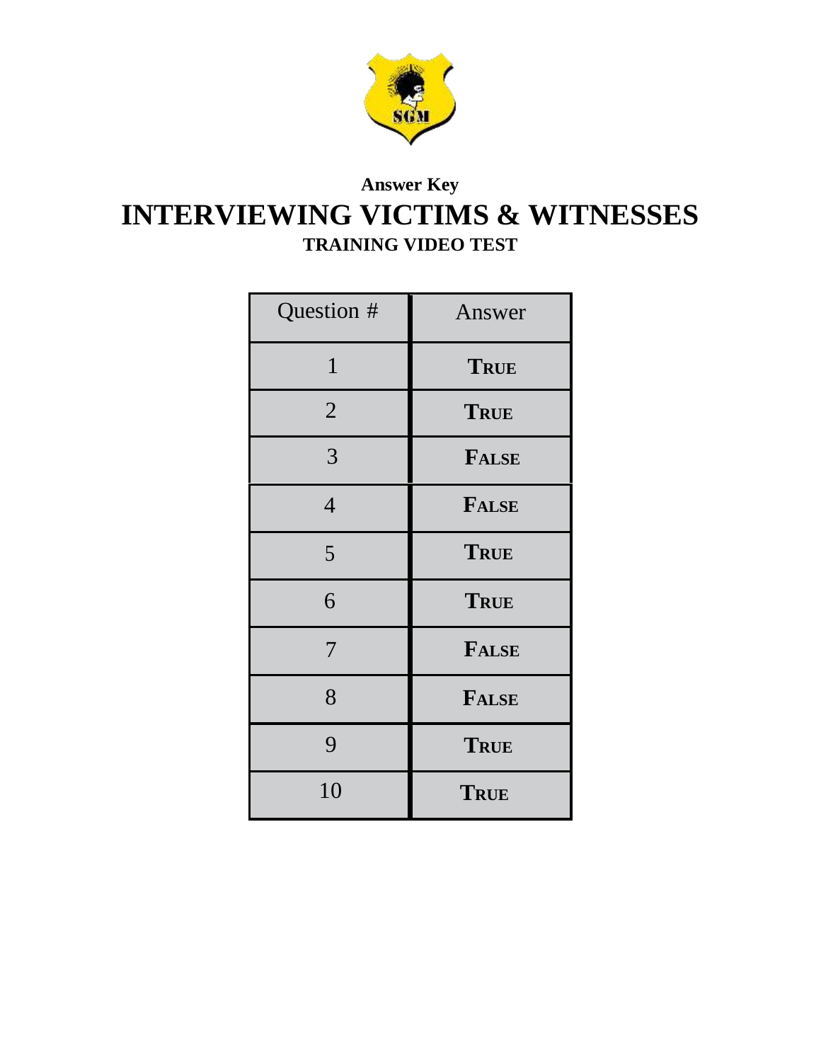**Answer Key**

# INTERVIEWING VICTIMS & WITNESSES

## TRAINING VIDEO TEST

| Question # | Answer |
|---|---|
| 1 | **TRUE** |
| 2 | **TRUE** |
| 3 | **FALSE** |
| 4 | **FALSE** |
| 5 | **TRUE** |
| 6 | **TRUE** |
| 7 | **FALSE** |
| 8 | **FALSE** |
| 9 | **TRUE** |
| 10 | **TRUE** |